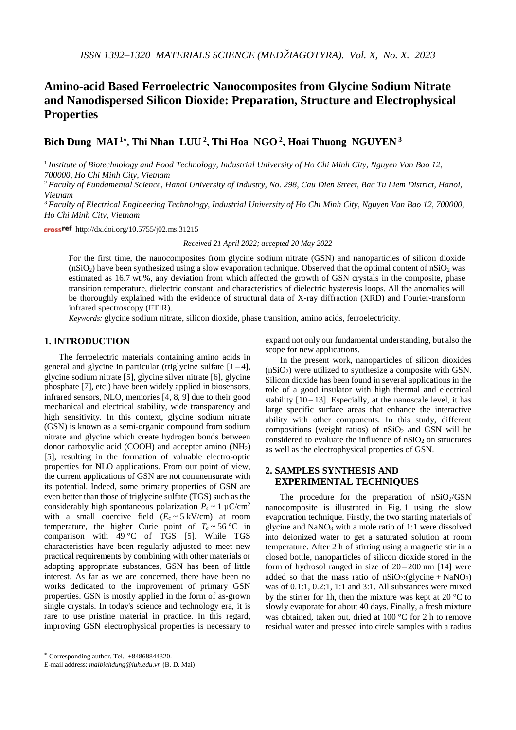# Amino-acid Based Ferroelectric Nanocomposites from Glycine Sodium Nitrate and Nanodispersed Silicon Dioxide: Preparation, Structure and Electrophysical Properties

**Bich Dung MAI [1*], Thi Nhan LUU [2], Thi Hoa NGO [2], Hoai Thuong NGUYEN [3]**

[1] *Institute of Biotechnology and Food Technology, Industrial University of Ho Chi Minh City, Nguyen Van Bao 12, 700000, Ho Chi Minh City, Vietnam*

[2] *Faculty of Fundamental Science, Hanoi University of Industry, No. 298, Cau Dien Street, Bac Tu Liem District, Hanoi, Vietnam*

[3] *Faculty of Electrical Engineering Technology, Industrial University of Ho Chi Minh City, Nguyen Van Bao 12, 700000, Ho Chi Minh City, Vietnam*

http://dx.doi.org/10.5755/j02.ms.31215

*Received 21 April 2022; accepted 20 May 2022*

For the first time, the nanocomposites from glycine sodium nitrate (GSN) and nanoparticles of silicon dioxide ($nSiO_2$) have been synthesized using a slow evaporation technique. Observed that the optimal content of $nSiO_2$ was estimated as 16.7 wt.%, any deviation from which affected the growth of GSN crystals in the composite, phase transition temperature, dielectric constant, and characteristics of dielectric hysteresis loops. All the anomalies will be thoroughly explained with the evidence of structural data of X-ray diffraction (XRD) and Fourier-transform infrared spectroscopy (FTIR).

*Keywords:* glycine sodium nitrate, silicon dioxide, phase transition, amino acids, ferroelectricity.

## 1. INTRODUCTION

The ferroelectric materials containing amino acids in general and glycine in particular (triglycine sulfate [1–4], glycine sodium nitrate [5], glycine silver nitrate [6], glycine phosphate [7], etc.) have been widely applied in biosensors, infrared sensors, NLO, memories [4, 8, 9] due to their good mechanical and electrical stability, wide transparency and high sensitivity. In this context, glycine sodium nitrate (GSN) is known as a semi-organic compound from sodium nitrate and glycine which create hydrogen bonds between donor carboxylic acid (COOH) and accepter amino ($NH_2$) [5], resulting in the formation of valuable electro-optic properties for NLO applications. From our point of view, the current applications of GSN are not commensurate with its potential. Indeed, some primary properties of GSN are even better than those of triglycine sulfate (TGS) such as the considerably high spontaneous polarization $P_s \sim 1$ μC/cm$^2$ with a small coercive field ($E_c \sim 5$ kV/cm) at room temperature, the higher Curie point of $T_c \sim 56$ °C in comparison with 49 °C of TGS [5]. While TGS characteristics have been regularly adjusted to meet new practical requirements by combining with other materials or adopting appropriate substances, GSN has been of little interest. As far as we are concerned, there have been no works dedicated to the improvement of primary GSN properties. GSN is mostly applied in the form of as-grown single crystals. In today's science and technology era, it is rare to use pristine material in practice. In this regard, improving GSN electrophysical properties is necessary to expand not only our fundamental understanding, but also the scope for new applications.

In the present work, nanoparticles of silicon dioxides ($nSiO_2$) were utilized to synthesize a composite with GSN. Silicon dioxide has been found in several applications in the role of a good insulator with high thermal and electrical stability [10–13]. Especially, at the nanoscale level, it has large specific surface areas that enhance the interactive ability with other components. In this study, different compositions (weight ratios) of $nSiO_2$ and GSN will be considered to evaluate the influence of $nSiO_2$ on structures as well as the electrophysical properties of GSN.

## 2. SAMPLES SYNTHESIS AND EXPERIMENTAL TECHNIQUES

The procedure for the preparation of $nSiO_2$/GSN nanocomposite is illustrated in Fig. 1 using the slow evaporation technique. Firstly, the two starting materials of glycine and $NaNO_3$ with a mole ratio of 1:1 were dissolved into deionized water to get a saturated solution at room temperature. After 2 h of stirring using a magnetic stir in a closed bottle, nanoparticles of silicon dioxide stored in the form of hydrosol ranged in size of 20–200 nm [14] were added so that the mass ratio of $nSiO_2$:(glycine + $NaNO_3$) was of 0.1:1, 0.2:1, 1:1 and 3:1. All substances were mixed by the stirrer for 1h, then the mixture was kept at 20 °C to slowly evaporate for about 40 days. Finally, a fresh mixture was obtained, taken out, dried at 100 °C for 2 h to remove residual water and pressed into circle samples with a radius

---

* Corresponding author. Tel.: +84868844320.
E-mail address: *maibichdung@iuh.edu.vn* (B. D. Mai)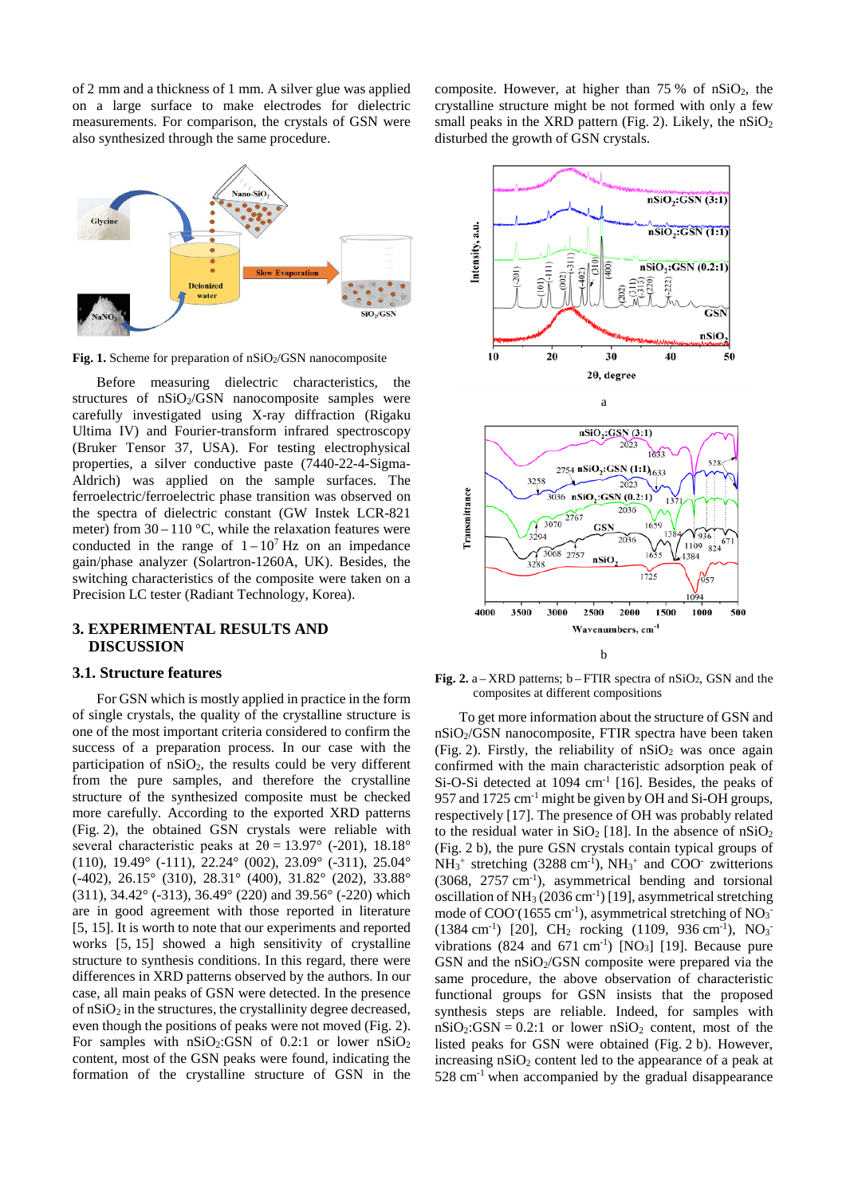of 2 mm and a thickness of 1 mm. A silver glue was applied on a large surface to make electrodes for dielectric measurements. For comparison, the crystals of GSN were also synthesized through the same procedure.

**Fig. 1.** Scheme for preparation of $nSiO_2$/GSN nanocomposite

Before measuring dielectric characteristics, the structures of $nSiO_2$/GSN nanocomposite samples were carefully investigated using X-ray diffraction (Rigaku Ultima IV) and Fourier-transform infrared spectroscopy (Bruker Tensor 37, USA). For testing electrophysical properties, a silver conductive paste (7440-22-4-Sigma-Aldrich) was applied on the sample surfaces. The ferroelectric/ferroelectric phase transition was observed on the spectra of dielectric constant (GW Instek LCR-821 meter) from 30 – 110 °C, while the relaxation features were conducted in the range of $1 – 10^7$ Hz on an impedance gain/phase analyzer (Solartron-1260A, UK). Besides, the switching characteristics of the composite were taken on a Precision LC tester (Radiant Technology, Korea).

## 3. EXPERIMENTAL RESULTS AND DISCUSSION

### 3.1. Structure features

For GSN which is mostly applied in practice in the form of single crystals, the quality of the crystalline structure is one of the most important criteria considered to confirm the success of a preparation process. In our case with the participation of $nSiO_2$, the results could be very different from the pure samples, and therefore the crystalline structure of the synthesized composite must be checked more carefully. According to the exported XRD patterns (Fig. 2), the obtained GSN crystals were reliable with several characteristic peaks at $2\theta$ = 13.97° (-201), 18.18° (110), 19.49° (-111), 22.24° (002), 23.09° (-311), 25.04° (-402), 26.15° (310), 28.31° (400), 31.82° (202), 33.88° (311), 34.42° (-313), 36.49° (220) and 39.56° (-220) which are in good agreement with those reported in literature [5, 15]. It is worth to note that our experiments and reported works [5, 15] showed a high sensitivity of crystalline structure to synthesis conditions. In this regard, there were differences in XRD patterns observed by the authors. In our case, all main peaks of GSN were detected. In the presence of $nSiO_2$ in the structures, the crystallinity degree decreased, even though the positions of peaks were not moved (Fig. 2). For samples with $nSiO_2$:GSN of 0.2:1 or lower $nSiO_2$ content, most of the GSN peaks were found, indicating the formation of the crystalline structure of GSN in the composite. However, at higher than 75 % of $nSiO_2$, the crystalline structure might be not formed with only a few small peaks in the XRD pattern (Fig. 2). Likely, the $nSiO_2$ disturbed the growth of GSN crystals.

**Fig. 2.** a – XRD patterns; b – FTIR spectra of $nSiO_2$, GSN and the composites at different compositions

To get more information about the structure of GSN and $nSiO_2$/GSN nanocomposite, FTIR spectra have been taken (Fig. 2). Firstly, the reliability of $nSiO_2$ was once again confirmed with the main characteristic adsorption peak of Si-O-Si detected at 1094 $cm^{-1}$ [16]. Besides, the peaks of 957 and 1725 $cm^{-1}$ might be given by OH and Si-OH groups, respectively [17]. The presence of OH was probably related to the residual water in $SiO_2$ [18]. In the absence of $nSiO_2$ (Fig. 2 b), the pure GSN crystals contain typical groups of $NH_3^+$ stretching (3288 $cm^{-1}$), $NH_3^+$ and $COO^-$ zwitterions (3068, 2757 $cm^{-1}$), asymmetrical bending and torsional oscillation of $NH_3$ (2036 $cm^{-1}$) [19], asymmetrical stretching mode of $COO^-$(1655 $cm^{-1}$), asymmetrical stretching of $NO_3^-$ (1384 $cm^{-1}$) [20], $CH_2$ rocking (1109, 936 $cm^{-1}$), $NO_3^-$ vibrations (824 and 671 $cm^{-1}$) [$NO_3$] [19]. Because pure GSN and the $nSiO_2$/GSN composite were prepared via the same procedure, the above observation of characteristic functional groups for GSN insists that the proposed synthesis steps are reliable. Indeed, for samples with $nSiO_2$:GSN = 0.2:1 or lower $nSiO_2$ content, most of the listed peaks for GSN were obtained (Fig. 2 b). However, increasing $nSiO_2$ content led to the appearance of a peak at 528 $cm^{-1}$ when accompanied by the gradual disappearance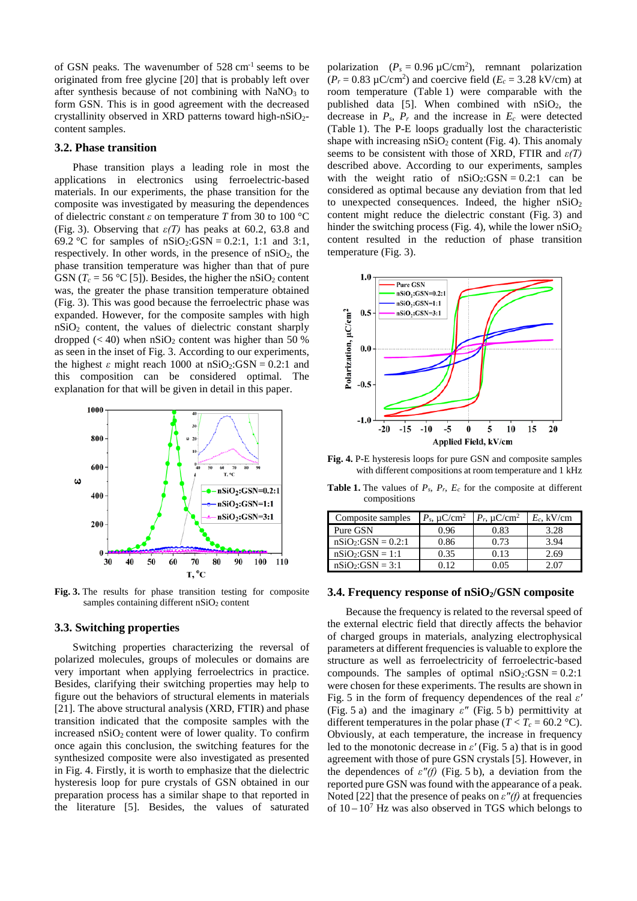of GSN peaks. The wavenumber of 528 $cm^{-1}$ seems to be originated from free glycine [20] that is probably left over after synthesis because of not combining with $NaNO_3$ to form GSN. This is in good agreement with the decreased crystallinity observed in XRD patterns toward high-$nSiO_2$-content samples.

### 3.2. Phase transition

Phase transition plays a leading role in most the applications in electronics using ferroelectric-based materials. In our experiments, the phase transition for the composite was investigated by measuring the dependences of dielectric constant $\varepsilon$ on temperature $T$ from 30 to 100 °C (Fig. 3). Observing that $\varepsilon(T)$ has peaks at 60.2, 63.8 and 69.2 °C for samples of $nSiO_2$:GSN = 0.2:1, 1:1 and 3:1, respectively. In other words, in the presence of $nSiO_2$, the phase transition temperature was higher than that of pure GSN ($T_c$ = 56 °C [5]). Besides, the higher the $nSiO_2$ content was, the greater the phase transition temperature obtained (Fig. 3). This was good because the ferroelectric phase was expanded. However, for the composite samples with high $nSiO_2$ content, the values of dielectric constant sharply dropped (< 40) when $nSiO_2$ content was higher than 50 % as seen in the inset of Fig. 3. According to our experiments, the highest $\varepsilon$ might reach 1000 at $nSiO_2$:GSN = 0.2:1 and this composition can be considered optimal. The explanation for that will be given in detail in this paper.

**Fig. 3.** The results for phase transition testing for composite samples containing different $nSiO_2$ content

### 3.3. Switching properties

Switching properties characterizing the reversal of polarized molecules, groups of molecules or domains are very important when applying ferroelectrics in practice. Besides, clarifying their switching properties may help to figure out the behaviors of structural elements in materials [21]. The above structural analysis (XRD, FTIR) and phase transition indicated that the composite samples with the increased $nSiO_2$ content were of lower quality. To confirm once again this conclusion, the switching features for the synthesized composite were also investigated as presented in Fig. 4. Firstly, it is worth to emphasize that the dielectric hysteresis loop for pure crystals of GSN obtained in our preparation process has a similar shape to that reported in the literature [5]. Besides, the values of saturated polarization ($P_s$ = 0.96 μC/$cm^2$), remnant polarization ($P_r$ = 0.83 μC/$cm^2$) and coercive field ($E_c$ = 3.28 kV/cm) at room temperature (Table 1) were comparable with the published data [5]. When combined with $nSiO_2$, the decrease in $P_s$, $P_r$ and the increase in $E_c$ were detected (Table 1). The P-E loops gradually lost the characteristic shape with increasing $nSiO_2$ content (Fig. 4). This anomaly seems to be consistent with those of XRD, FTIR and $\varepsilon(T)$ described above. According to our experiments, samples with the weight ratio of $nSiO_2$:GSN = 0.2:1 can be considered as optimal because any deviation from that led to unexpected consequences. Indeed, the higher $nSiO_2$ content might reduce the dielectric constant (Fig. 3) and hinder the switching process (Fig. 4), while the lower $nSiO_2$ content resulted in the reduction of phase transition temperature (Fig. 3).

**Fig. 4.** P-E hysteresis loops for pure GSN and composite samples with different compositions at room temperature and 1 kHz

**Table 1.** The values of $P_s$, $P_r$, $E_c$ for the composite at different compositions

| Composite samples | $P_s$, μC/$cm^2$ | $P_r$, μC/$cm^2$ | $E_c$, kV/cm |
|---|---|---|---|
| Pure GSN | 0.96 | 0.83 | 3.28 |
| $nSiO_2$:GSN = 0.2:1 | 0.86 | 0.73 | 3.94 |
| $nSiO_2$:GSN = 1:1 | 0.35 | 0.13 | 2.69 |
| $nSiO_2$:GSN = 3:1 | 0.12 | 0.05 | 2.07 |

### 3.4. Frequency response of $nSiO_2$/GSN composite

Because the frequency is related to the reversal speed of the external electric field that directly affects the behavior of charged groups in materials, analyzing electrophysical parameters at different frequencies is valuable to explore the structure as well as ferroelectricity of ferroelectric-based compounds. The samples of optimal $nSiO_2$:GSN = 0.2:1 were chosen for these experiments. The results are shown in Fig. 5 in the form of frequency dependences of the real $\varepsilon'$ (Fig. 5 a) and the imaginary $\varepsilon''$ (Fig. 5 b) permittivity at different temperatures in the polar phase ($T < T_c$ = 60.2 °C). Obviously, at each temperature, the increase in frequency led to the monotonic decrease in $\varepsilon'$ (Fig. 5 a) that is in good agreement with those of pure GSN crystals [5]. However, in the dependences of $\varepsilon''(f)$ (Fig. 5 b), a deviation from the reported pure GSN was found with the appearance of a peak. Noted [22] that the presence of peaks on $\varepsilon''(f)$ at frequencies of $10 – 10^7$ Hz was also observed in TGS which belongs to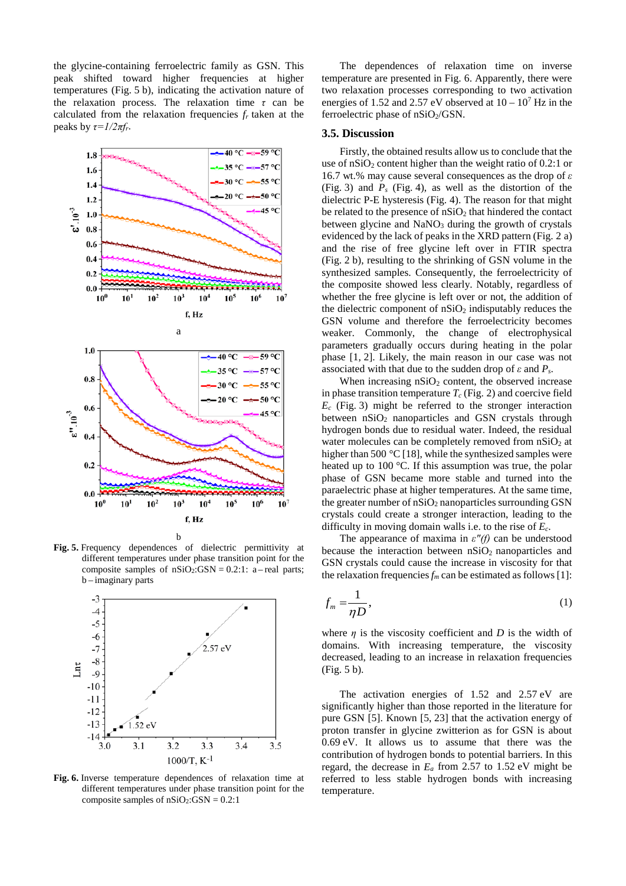the glycine-containing ferroelectric family as GSN. This peak shifted toward higher frequencies at higher temperatures (Fig. 5 b), indicating the activation nature of the relaxation process. The relaxation time $\tau$ can be calculated from the relaxation frequencies $f_r$ taken at the peaks by $\tau=1/2\pi f_r$.

**Fig. 5.** Frequency dependences of dielectric permittivity at different temperatures under phase transition point for the composite samples of $nSiO_2$:GSN = 0.2:1: a – real parts; b – imaginary parts

**Fig. 6.** Inverse temperature dependences of relaxation time at different temperatures under phase transition point for the composite samples of $nSiO_2$:GSN = 0.2:1

The dependences of relaxation time on inverse temperature are presented in Fig. 6. Apparently, there were two relaxation processes corresponding to two activation energies of 1.52 and 2.57 eV observed at 10 – $10^7$ Hz in the ferroelectric phase of $nSiO_2$/GSN.

### 3.5. Discussion

Firstly, the obtained results allow us to conclude that the use of $nSiO_2$ content higher than the weight ratio of 0.2:1 or 16.7 wt.% may cause several consequences as the drop of $\varepsilon$ (Fig. 3) and $P_s$ (Fig. 4), as well as the distortion of the dielectric P-E hysteresis (Fig. 4). The reason for that might be related to the presence of $nSiO_2$ that hindered the contact between glycine and $NaNO_3$ during the growth of crystals evidenced by the lack of peaks in the XRD pattern (Fig. 2 a) and the rise of free glycine left over in FTIR spectra (Fig. 2 b), resulting to the shrinking of GSN volume in the synthesized samples. Consequently, the ferroelectricity of the composite showed less clearly. Notably, regardless of whether the free glycine is left over or not, the addition of the dielectric component of $nSiO_2$ indisputably reduces the GSN volume and therefore the ferroelectricity becomes weaker. Commonly, the change of electrophysical parameters gradually occurs during heating in the polar phase [1, 2]. Likely, the main reason in our case was not associated with that due to the sudden drop of $\varepsilon$ and $P_s$.

When increasing $nSiO_2$ content, the observed increase in phase transition temperature $T_c$ (Fig. 2) and coercive field $E_c$ (Fig. 3) might be referred to the stronger interaction between $nSiO_2$ nanoparticles and GSN crystals through hydrogen bonds due to residual water. Indeed, the residual water molecules can be completely removed from $nSiO_2$ at higher than 500 °C [18], while the synthesized samples were heated up to 100 °C. If this assumption was true, the polar phase of GSN became more stable and turned into the paraelectric phase at higher temperatures. At the same time, the greater number of $nSiO_2$ nanoparticles surrounding GSN crystals could create a stronger interaction, leading to the difficulty in moving domain walls i.e. to the rise of $E_c$.

The appearance of maxima in $\varepsilon''(f)$ can be understood because the interaction between $nSiO_2$ nanoparticles and GSN crystals could cause the increase in viscosity for that the relaxation frequencies $f_m$ can be estimated as follows [1]:

$$f_m = \frac{1}{\eta D}, \tag{1}$$

where $\eta$ is the viscosity coefficient and $D$ is the width of domains. With increasing temperature, the viscosity decreased, leading to an increase in relaxation frequencies (Fig. 5 b).

The activation energies of 1.52 and 2.57 eV are significantly higher than those reported in the literature for pure GSN [5]. Known [5, 23] that the activation energy of proton transfer in glycine zwitterion as for GSN is about 0.69 eV. It allows us to assume that there was the contribution of hydrogen bonds to potential barriers. In this regard, the decrease in $E_a$ from 2.57 to 1.52 eV might be referred to less stable hydrogen bonds with increasing temperature.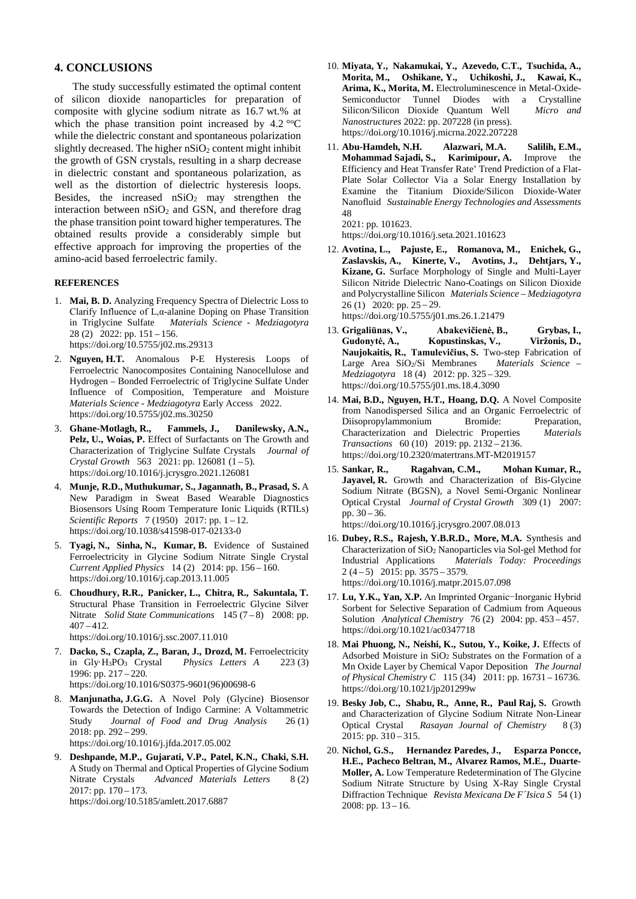## 4. CONCLUSIONS

The study successfully estimated the optimal content of silicon dioxide nanoparticles for preparation of composite with glycine sodium nitrate as 16.7 wt.% at which the phase transition point increased by 4.2 °°C while the dielectric constant and spontaneous polarization slightly decreased. The higher $nSiO_2$ content might inhibit the growth of GSN crystals, resulting in a sharp decrease in dielectric constant and spontaneous polarization, as well as the distortion of dielectric hysteresis loops. Besides, the increased $nSiO_2$ may strengthen the interaction between $nSiO_2$ and GSN, and therefore drag the phase transition point toward higher temperatures. The obtained results provide a considerably simple but effective approach for improving the properties of the amino-acid based ferroelectric family.

### REFERENCES

1. **Mai, B. D.** Analyzing Frequency Spectra of Dielectric Loss to Clarify Influence of L,α-alanine Doping on Phase Transition in Triglycine Sulfate *Materials Science - Medziagotyra* 28 (2) 2022: pp. 151 – 156. https://doi.org/10.5755/j02.ms.29313
2. **Nguyen, H.T.** Anomalous P-E Hysteresis Loops of Ferroelectric Nanocomposites Containing Nanocellulose and Hydrogen – Bonded Ferroelectric of Triglycine Sulfate Under Influence of Composition, Temperature and Moisture *Materials Science - Medziagotyra* Early Access 2022. https://doi.org/10.5755/j02.ms.30250
3. **Ghane-Motlagh, R., Fammels, J., Danilewsky, A.N., Pelz, U., Woias, P.** Effect of Surfactants on The Growth and Characterization of Triglycine Sulfate Crystals *Journal of Crystal Growth* 563 2021: pp. 126081 (1 – 5). https://doi.org/10.1016/j.jcrysgro.2021.126081
4. **Munje, R.D., Muthukumar, S., Jagannath, B., Prasad, S.** A New Paradigm in Sweat Based Wearable Diagnostics Biosensors Using Room Temperature Ionic Liquids (RTILs) *Scientific Reports* 7 (1950) 2017: pp. 1 – 12. https://doi.org/10.1038/s41598-017-02133-0
5. **Tyagi, N., Sinha, N., Kumar, B.** Evidence of Sustained Ferroelectricity in Glycine Sodium Nitrate Single Crystal *Current Applied Physics* 14 (2) 2014: pp. 156 – 160. https://doi.org/10.1016/j.cap.2013.11.005
6. **Choudhury, R.R., Panicker, L., Chitra, R., Sakuntala, T.** Structural Phase Transition in Ferroelectric Glycine Silver Nitrate *Solid State Communications* 145 (7 – 8) 2008: pp. 407 – 412. https://doi.org/10.1016/j.ssc.2007.11.010
7. **Dacko, S., Czapla, Z., Baran, J., Drozd, M.** Ferroelectricity in Gly·$H_3PO_3$ Crystal *Physics Letters A* 223 (3) 1996: pp. 217 – 220. https://doi.org/10.1016/S0375-9601(96)00698-6
8. **Manjunatha, J.G.G.** A Novel Poly (Glycine) Biosensor Towards the Detection of Indigo Carmine: A Voltammetric Study *Journal of Food and Drug Analysis* 26 (1) 2018: pp. 292 – 299. https://doi.org/10.1016/j.jfda.2017.05.002
9. **Deshpande, M.P., Gujarati, V.P., Patel, K.N., Chaki, S.H.** A Study on Thermal and Optical Properties of Glycine Sodium Nitrate Crystals *Advanced Materials Letters* 8 (2) 2017: pp. 170 – 173. https://doi.org/10.5185/amlett.2017.6887
10. **Miyata, Y., Nakamukai, Y., Azevedo, C.T., Tsuchida, A., Morita, M., Oshikane, Y., Uchikoshi, J., Kawai, K., Arima, K., Morita, M.** Electroluminescence in Metal-Oxide-Semiconductor Tunnel Diodes with a Crystalline Silicon/Silicon Dioxide Quantum Well *Micro and Nanostructures* 2022: pp. 207228 (in press). https://doi.org/10.1016/j.micrna.2022.207228
11. **Abu-Hamdeh, N.H. Alazwari, M.A. Salilih, E.M., Mohammad Sajadi, S., Karimipour, A.** Improve the Efficiency and Heat Transfer Rate' Trend Prediction of a Flat-Plate Solar Collector Via a Solar Energy Installation by Examine the Titanium Dioxide/Silicon Dioxide-Water Nanofluid *Sustainable Energy Technologies and Assessments* 48 2021: pp. 101623. https://doi.org/10.1016/j.seta.2021.101623
12. **Avotina, L., Pajuste, E., Romanova, M., Enichek, G., Zaslavskis, A., Kinerte, V., Avotins, J., Dehtjars, Y., Kizane, G.** Surface Morphology of Single and Multi-Layer Silicon Nitride Dielectric Nano-Coatings on Silicon Dioxide and Polycrystalline Silicon *Materials Science – Medziagotyra* 26 (1) 2020: pp. 25 – 29. https://doi.org/10.5755/j01.ms.26.1.21479
13. **Grigaliūnas, V., Abakevičienė, B., Grybas, I., Gudonytė, A., Kopustinskas, V., Viržonis, D., Naujokaitis, R., Tamulevičius, S.** Two-step Fabrication of Large Area $SiO_2$/Si Membranes *Materials Science – Medziagotyra* 18 (4) 2012: pp. 325 – 329. https://doi.org/10.5755/j01.ms.18.4.3090
14. **Mai, B.D., Nguyen, H.T., Hoang, D.Q.** A Novel Composite from Nanodispersed Silica and an Organic Ferroelectric of Diisopropylammonium Bromide: Preparation, Characterization and Dielectric Properties *Materials Transactions* 60 (10) 2019: pp. 2132 – 2136. https://doi.org/10.2320/matertrans.MT-M2019157
15. **Sankar, R., Ragahvan, C.M., Mohan Kumar, R., Jayavel, R.** Growth and Characterization of Bis-Glycine Sodium Nitrate (BGSN), a Novel Semi-Organic Nonlinear Optical Crystal *Journal of Crystal Growth* 309 (1) 2007: pp. 30 – 36. https://doi.org/10.1016/j.jcrysgro.2007.08.013
16. **Dubey, R.S., Rajesh, Y.B.R.D., More, M.A.** Synthesis and Characterization of $SiO_2$ Nanoparticles via Sol-gel Method for Industrial Applications *Materials Today: Proceedings* 2 (4 – 5) 2015: pp. 3575 – 3579. https://doi.org/10.1016/j.matpr.2015.07.098
17. **Lu, Y.K., Yan, X.P.** An Imprinted Organic−Inorganic Hybrid Sorbent for Selective Separation of Cadmium from Aqueous Solution *Analytical Chemistry* 76 (2) 2004: pp. 453 – 457. https://doi.org/10.1021/ac0347718
18. **Mai Phuong, N., Neishi, K., Sutou, Y., Koike, J.** Effects of Adsorbed Moisture in $SiO_2$ Substrates on the Formation of a Mn Oxide Layer by Chemical Vapor Deposition *The Journal of Physical Chemistry C* 115 (34) 2011: pp. 16731 – 16736. https://doi.org/10.1021/jp201299w
19. **Besky Job, C., Shabu, R., Anne, R., Paul Raj, S.** Growth and Characterization of Glycine Sodium Nitrate Non-Linear Optical Crystal *Rasayan Journal of Chemistry* 8 (3) 2015: pp. 310 – 315.
20. **Nichol, G.S., Hernandez Paredes, J., Esparza Poncce, H.E., Pacheco Beltran, M., Alvarez Ramos, M.E., Duarte-Moller, A.** Low Temperature Redetermination of The Glycine Sodium Nitrate Structure by Using X-Ray Single Crystal Diffraction Technique *Revista Mexicana De F´Isica S* 54 (1) 2008: pp. 13 – 16.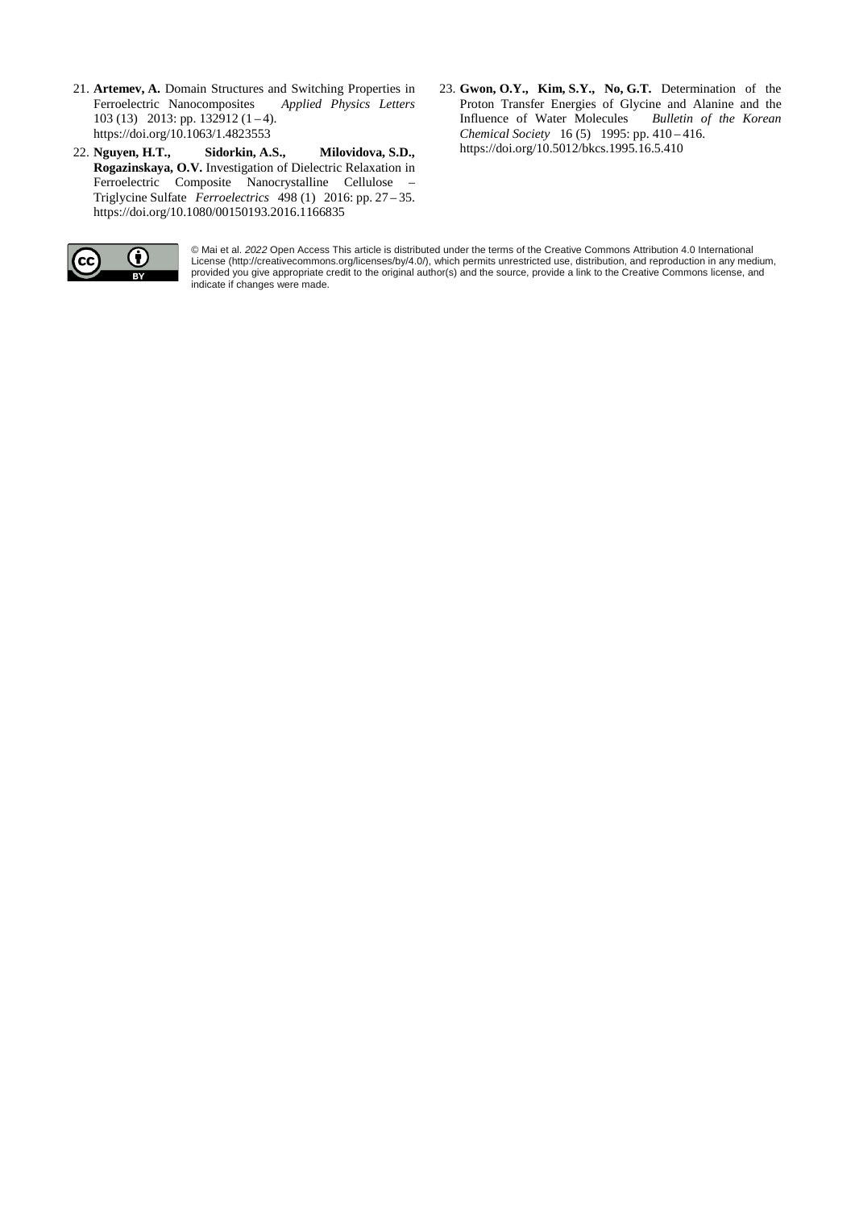21. **Artemev, A.** Domain Structures and Switching Properties in Ferroelectric Nanocomposites *Applied Physics Letters* 103 (13) 2013: pp. 132912 (1 – 4). https://doi.org/10.1063/1.4823553

22. **Nguyen, H.T., Sidorkin, A.S., Milovidova, S.D., Rogazinskaya, O.V.** Investigation of Dielectric Relaxation in Ferroelectric Composite Nanocrystalline Cellulose – Triglycine Sulfate *Ferroelectrics* 498 (1) 2016: pp. 27 – 35. https://doi.org/10.1080/00150193.2016.1166835

23. **Gwon, O.Y., Kim, S.Y., No, G.T.** Determination of the Proton Transfer Energies of Glycine and Alanine and the Influence of Water Molecules *Bulletin of the Korean Chemical Society* 16 (5) 1995: pp. 410 – 416. https://doi.org/10.5012/bkcs.1995.16.5.410

© Mai et al. *2022* Open Access This article is distributed under the terms of the Creative Commons Attribution 4.0 International License (http://creativecommons.org/licenses/by/4.0/), which permits unrestricted use, distribution, and reproduction in any medium, provided you give appropriate credit to the original author(s) and the source, provide a link to the Creative Commons license, and indicate if changes were made.